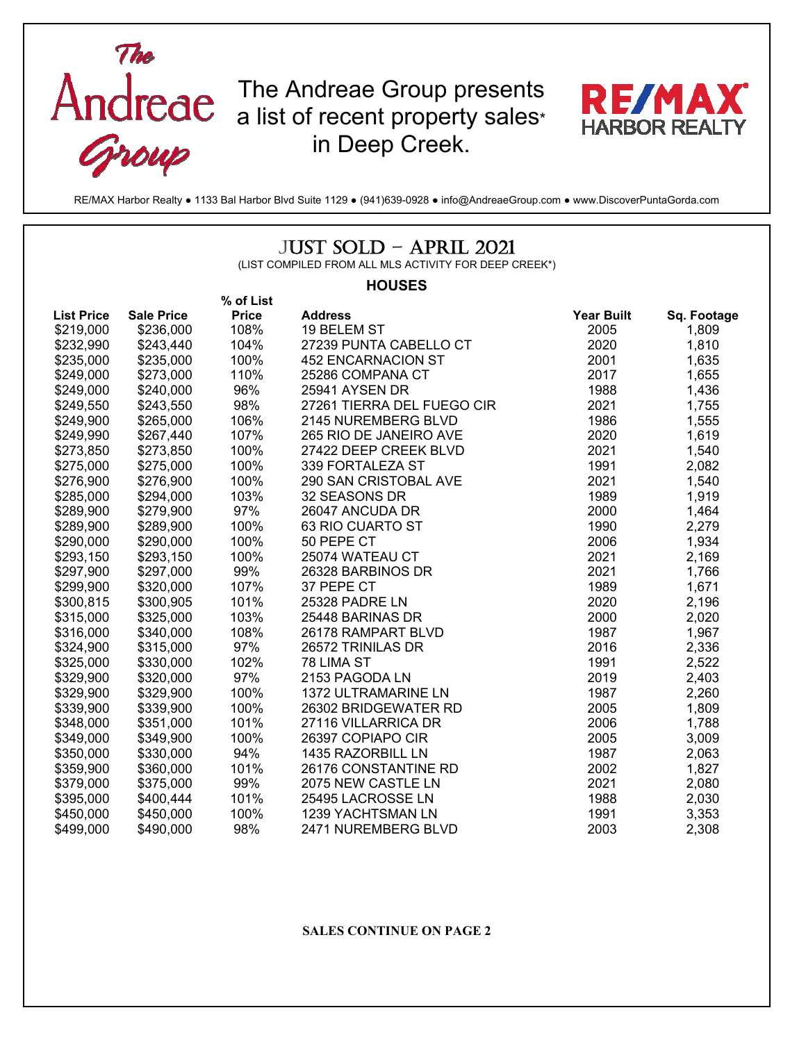# The Andreae Group

The Andreae Group presents a list of recent property sales* in Deep Creek.

RE/MAX HARBOR REALTY

RE/MAX Harbor Realty ● 1133 Bal Harbor Blvd Suite 1129 ● (941)639-0928 ● info@AndreaeGroup.com ● www.DiscoverPuntaGorda.com

## JUST SOLD - APRIL 2021

(LIST COMPILED FROM ALL MLS ACTIVITY FOR DEEP CREEK*)

### HOUSES

| List Price | Sale Price | % of List Price | Address | Year Built | Sq. Footage |
|---|---|---|---|---|---|
| $219,000 | $236,000 | 108% | 19 BELEM ST | 2005 | 1,809 |
| $232,990 | $243,440 | 104% | 27239 PUNTA CABELLO CT | 2020 | 1,810 |
| $235,000 | $235,000 | 100% | 452 ENCARNACION ST | 2001 | 1,635 |
| $249,000 | $273,000 | 110% | 25286 COMPANA CT | 2017 | 1,655 |
| $249,000 | $240,000 | 96% | 25941 AYSEN DR | 1988 | 1,436 |
| $249,550 | $243,550 | 98% | 27261 TIERRA DEL FUEGO CIR | 2021 | 1,755 |
| $249,900 | $265,000 | 106% | 2145 NUREMBERG BLVD | 1986 | 1,555 |
| $249,990 | $267,440 | 107% | 265 RIO DE JANEIRO AVE | 2020 | 1,619 |
| $273,850 | $273,850 | 100% | 27422 DEEP CREEK BLVD | 2021 | 1,540 |
| $275,000 | $275,000 | 100% | 339 FORTALEZA ST | 1991 | 2,082 |
| $276,900 | $276,900 | 100% | 290 SAN CRISTOBAL AVE | 2021 | 1,540 |
| $285,000 | $294,000 | 103% | 32 SEASONS DR | 1989 | 1,919 |
| $289,900 | $279,900 | 97% | 26047 ANCUDA DR | 2000 | 1,464 |
| $289,900 | $289,900 | 100% | 63 RIO CUARTO ST | 1990 | 2,279 |
| $290,000 | $290,000 | 100% | 50 PEPE CT | 2006 | 1,934 |
| $293,150 | $293,150 | 100% | 25074 WATEAU CT | 2021 | 2,169 |
| $297,900 | $297,000 | 99% | 26328 BARBINOS DR | 2021 | 1,766 |
| $299,900 | $320,000 | 107% | 37 PEPE CT | 1989 | 1,671 |
| $300,815 | $300,905 | 101% | 25328 PADRE LN | 2020 | 2,196 |
| $315,000 | $325,000 | 103% | 25448 BARINAS DR | 2000 | 2,020 |
| $316,000 | $340,000 | 108% | 26178 RAMPART BLVD | 1987 | 1,967 |
| $324,900 | $315,000 | 97% | 26572 TRINILAS DR | 2016 | 2,336 |
| $325,000 | $330,000 | 102% | 78 LIMA ST | 1991 | 2,522 |
| $329,900 | $320,000 | 97% | 2153 PAGODA LN | 2019 | 2,403 |
| $329,900 | $329,900 | 100% | 1372 ULTRAMARINE LN | 1987 | 2,260 |
| $339,900 | $339,900 | 100% | 26302 BRIDGEWATER RD | 2005 | 1,809 |
| $348,000 | $351,000 | 101% | 27116 VILLARRICA DR | 2006 | 1,788 |
| $349,000 | $349,900 | 100% | 26397 COPIAPO CIR | 2005 | 3,009 |
| $350,000 | $330,000 | 94% | 1435 RAZORBILL LN | 1987 | 2,063 |
| $359,900 | $360,000 | 101% | 26176 CONSTANTINE RD | 2002 | 1,827 |
| $379,000 | $375,000 | 99% | 2075 NEW CASTLE LN | 2021 | 2,080 |
| $395,000 | $400,444 | 101% | 25495 LACROSSE LN | 1988 | 2,030 |
| $450,000 | $450,000 | 100% | 1239 YACHTSMAN LN | 1991 | 3,353 |
| $499,000 | $490,000 | 98% | 2471 NUREMBERG BLVD | 2003 | 2,308 |

**SALES CONTINUE ON PAGE 2**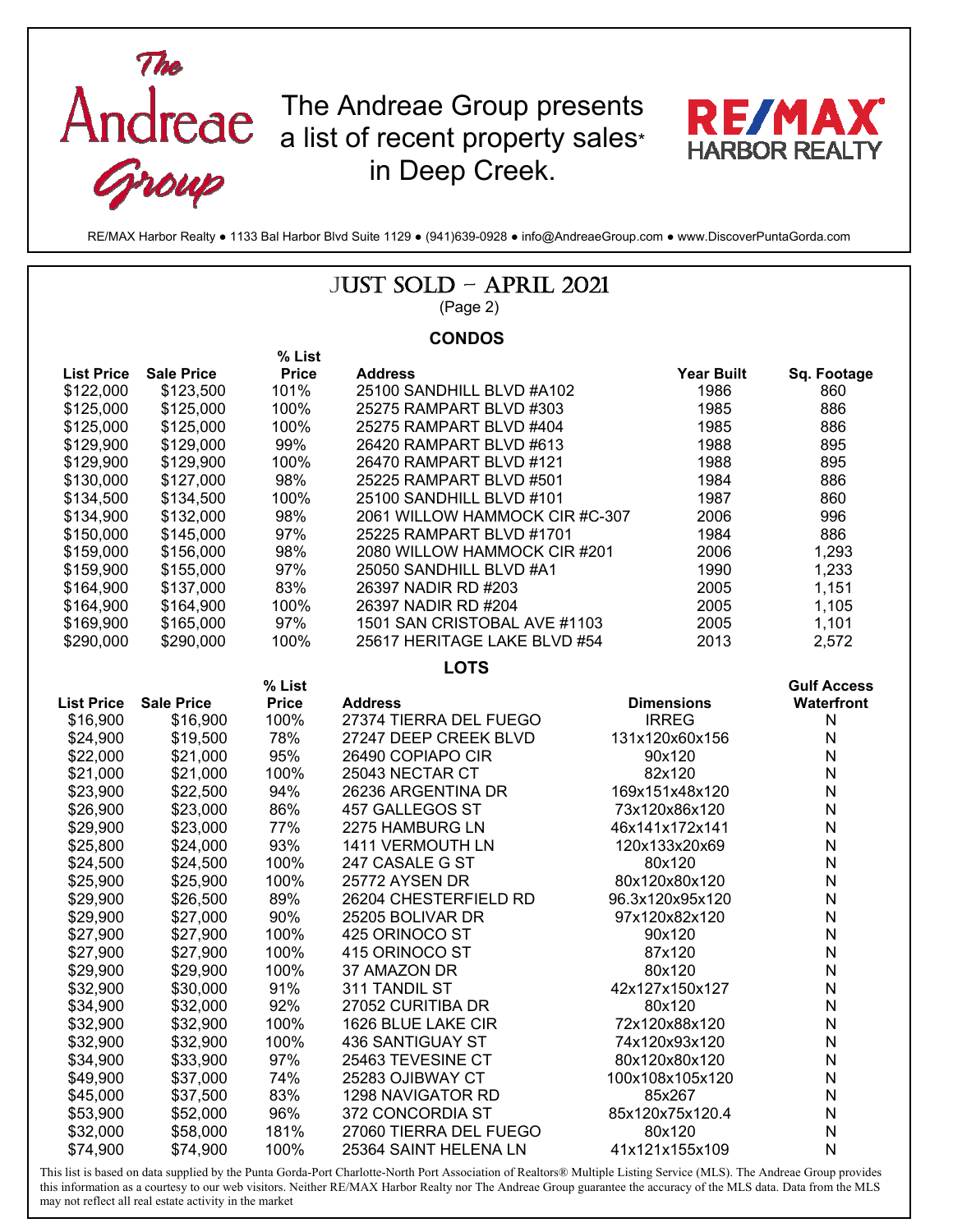The Andreae Group presents a list of recent property sales* in Deep Creek.

RE/MAX Harbor Realty ● 1133 Bal Harbor Blvd Suite 1129 ● (941)639-0928 ● info@AndreaeGroup.com ● www.DiscoverPuntaGorda.com

# Just Sold – April 2021

(Page 2)

## CONDOS

| List Price | Sale Price | % List Price | Address | Year Built | Sq. Footage |
|---|---|---|---|---|---|
| $122,000 | $123,500 | 101% | 25100 SANDHILL BLVD #A102 | 1986 | 860 |
| $125,000 | $125,000 | 100% | 25275 RAMPART BLVD #303 | 1985 | 886 |
| $125,000 | $125,000 | 100% | 25275 RAMPART BLVD #404 | 1985 | 886 |
| $129,900 | $129,000 | 99% | 26420 RAMPART BLVD #613 | 1988 | 895 |
| $129,900 | $129,900 | 100% | 26470 RAMPART BLVD #121 | 1988 | 895 |
| $130,000 | $127,000 | 98% | 25225 RAMPART BLVD #501 | 1984 | 886 |
| $134,500 | $134,500 | 100% | 25100 SANDHILL BLVD #101 | 1987 | 860 |
| $134,900 | $132,000 | 98% | 2061 WILLOW HAMMOCK CIR #C-307 | 2006 | 996 |
| $150,000 | $145,000 | 97% | 25225 RAMPART BLVD #1701 | 1984 | 886 |
| $159,000 | $156,000 | 98% | 2080 WILLOW HAMMOCK CIR #201 | 2006 | 1,293 |
| $159,900 | $155,000 | 97% | 25050 SANDHILL BLVD #A1 | 1990 | 1,233 |
| $164,900 | $137,000 | 83% | 26397 NADIR RD #203 | 2005 | 1,151 |
| $164,900 | $164,900 | 100% | 26397 NADIR RD #204 | 2005 | 1,105 |
| $169,900 | $165,000 | 97% | 1501 SAN CRISTOBAL AVE #1103 | 2005 | 1,101 |
| $290,000 | $290,000 | 100% | 25617 HERITAGE LAKE BLVD #54 | 2013 | 2,572 |

## LOTS

| List Price | Sale Price | % List Price | Address | Dimensions | Gulf Access Waterfront |
|---|---|---|---|---|---|
| $16,900 | $16,900 | 100% | 27374 TIERRA DEL FUEGO | IRREG | N |
| $24,900 | $19,500 | 78% | 27247 DEEP CREEK BLVD | 131x120x60x156 | N |
| $22,000 | $21,000 | 95% | 26490 COPIAPO CIR | 90x120 | N |
| $21,000 | $21,000 | 100% | 25043 NECTAR CT | 82x120 | N |
| $23,900 | $22,500 | 94% | 26236 ARGENTINA DR | 169x151x48x120 | N |
| $26,900 | $23,000 | 86% | 457 GALLEGOS ST | 73x120x86x120 | N |
| $29,900 | $23,000 | 77% | 2275 HAMBURG LN | 46x141x172x141 | N |
| $25,800 | $24,000 | 93% | 1411 VERMOUTH LN | 120x133x20x69 | N |
| $24,500 | $24,500 | 100% | 247 CASALE G ST | 80x120 | N |
| $25,900 | $25,900 | 100% | 25772 AYSEN DR | 80x120x80x120 | N |
| $29,900 | $26,500 | 89% | 26204 CHESTERFIELD RD | 96.3x120x95x120 | N |
| $29,900 | $27,000 | 90% | 25205 BOLIVAR DR | 97x120x82x120 | N |
| $27,900 | $27,900 | 100% | 425 ORINOCO ST | 90x120 | N |
| $27,900 | $27,900 | 100% | 415 ORINOCO ST | 87x120 | N |
| $29,900 | $29,900 | 100% | 37 AMAZON DR | 80x120 | N |
| $32,900 | $30,000 | 91% | 311 TANDIL ST | 42x127x150x127 | N |
| $34,900 | $32,000 | 92% | 27052 CURITIBA DR | 80x120 | N |
| $32,900 | $32,900 | 100% | 1626 BLUE LAKE CIR | 72x120x88x120 | N |
| $32,900 | $32,900 | 100% | 436 SANTIGUAY ST | 74x120x93x120 | N |
| $34,900 | $33,900 | 97% | 25463 TEVESINE CT | 80x120x80x120 | N |
| $49,900 | $37,000 | 74% | 25283 OJIBWAY CT | 100x108x105x120 | N |
| $45,000 | $37,500 | 83% | 1298 NAVIGATOR RD | 85x267 | N |
| $53,900 | $52,000 | 96% | 372 CONCORDIA ST | 85x120x75x120.4 | N |
| $32,000 | $58,000 | 181% | 27060 TIERRA DEL FUEGO | 80x120 | N |
| $74,900 | $74,900 | 100% | 25364 SAINT HELENA LN | 41x121x155x109 | N |

This list is based on data supplied by the Punta Gorda-Port Charlotte-North Port Association of Realtors® Multiple Listing Service (MLS). The Andreae Group provides this information as a courtesy to our web visitors. Neither RE/MAX Harbor Realty nor The Andreae Group guarantee the accuracy of the MLS data. Data from the MLS may not reflect all real estate activity in the market